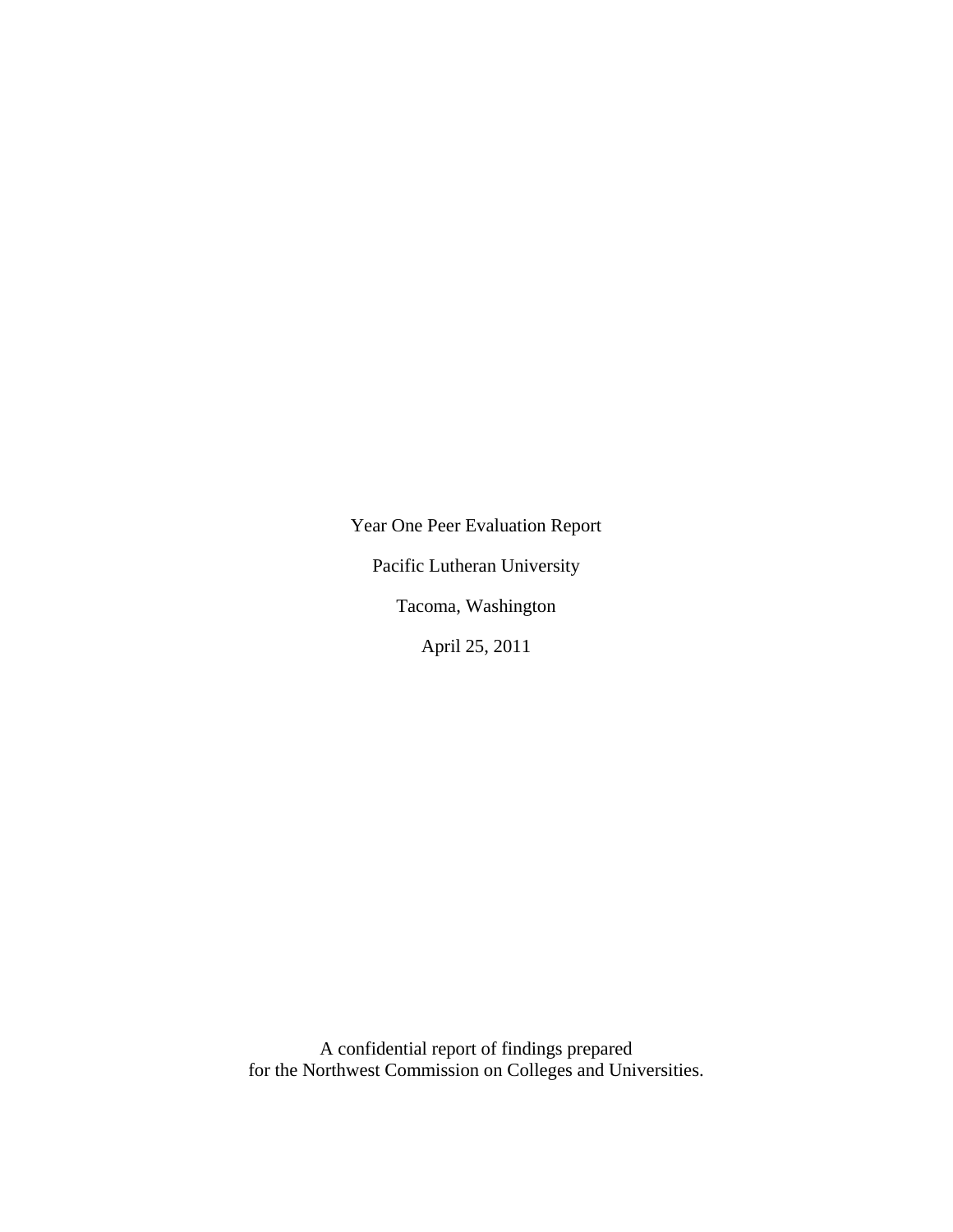Year One Peer Evaluation Report

Pacific Lutheran University

Tacoma, Washington

April 25, 2011

A confidential report of findings prepared
for the Northwest Commission on Colleges and Universities.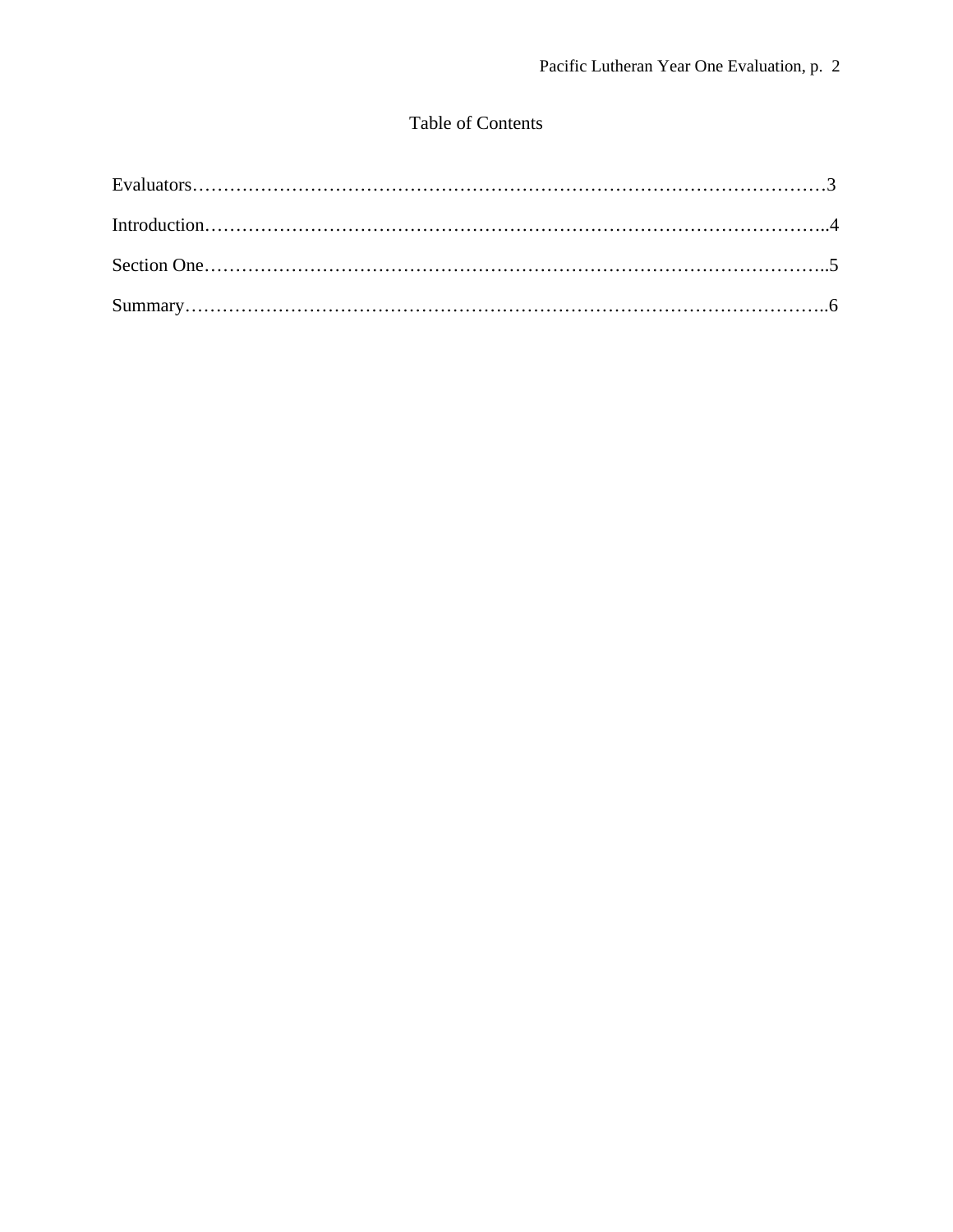# Table of Contents

Evaluators……………………………………………………………………………………………3

Introduction…………………………………………………………………………………………..4

Section One…………………………………………………………………………………………..5

Summary……………………………………………………………………………………………..6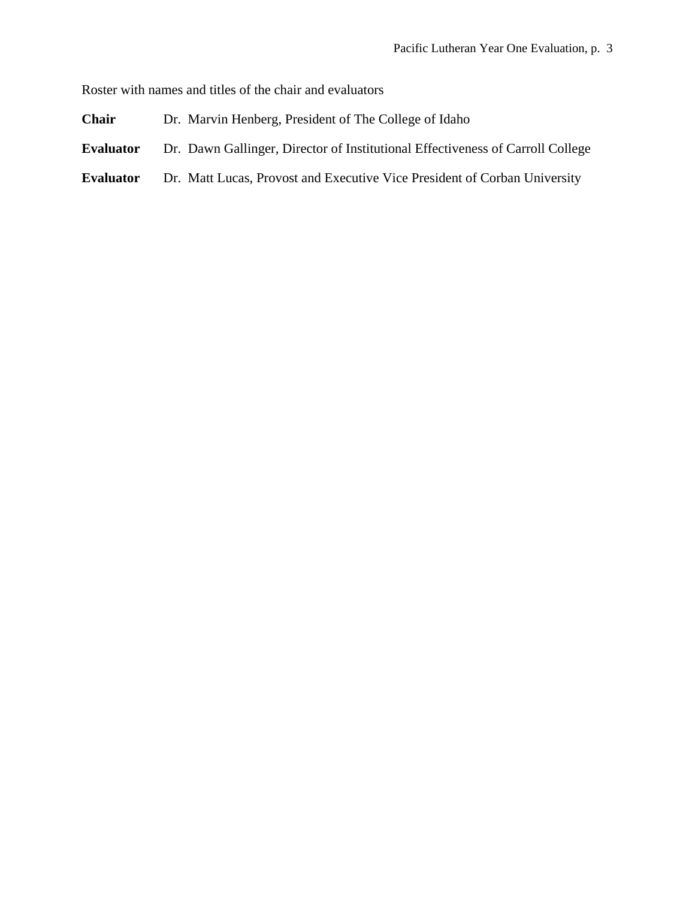Roster with names and titles of the chair and evaluators

**Chair** Dr. Marvin Henberg, President of The College of Idaho

**Evaluator** Dr. Dawn Gallinger, Director of Institutional Effectiveness of Carroll College

**Evaluator** Dr. Matt Lucas, Provost and Executive Vice President of Corban University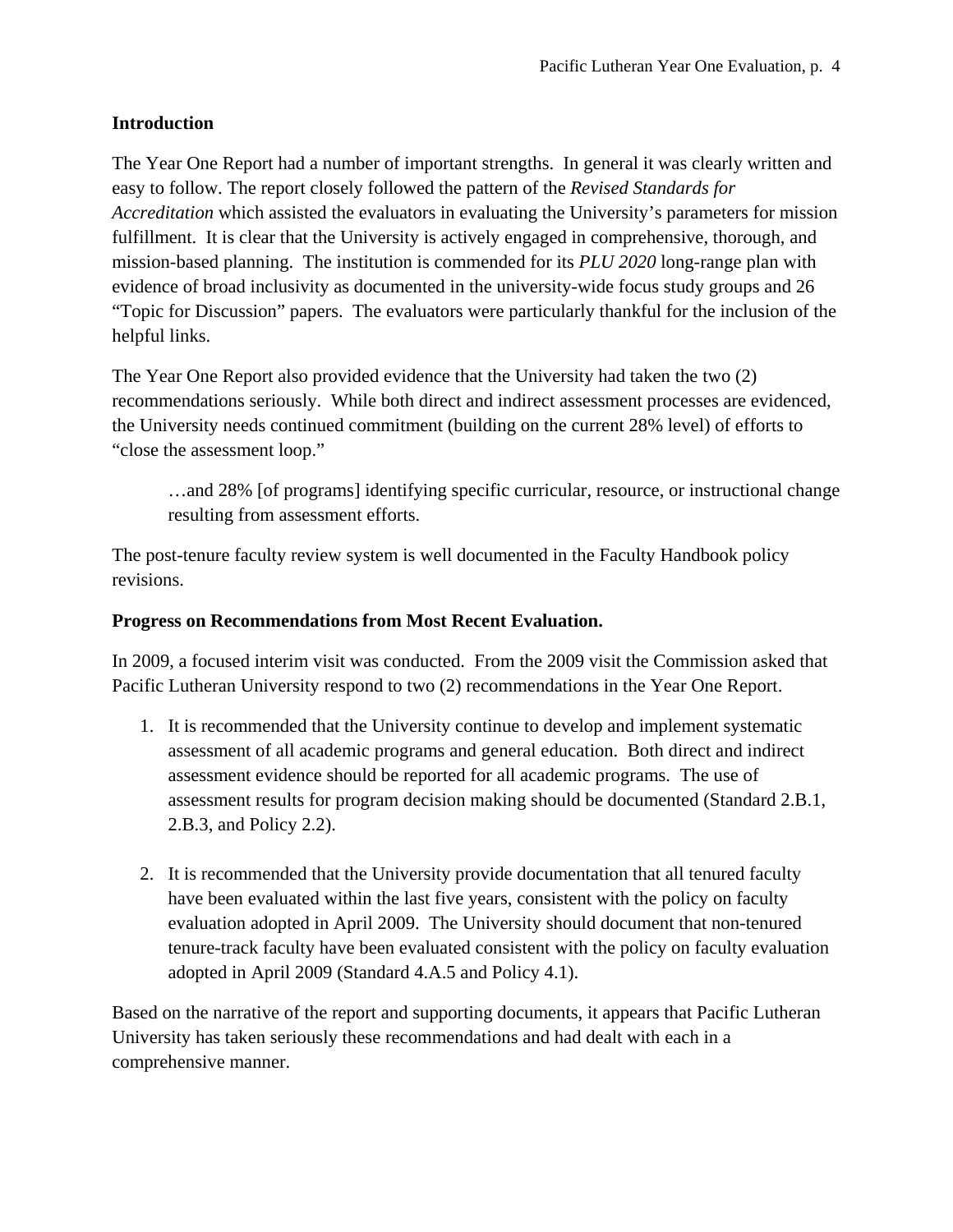**Introduction**

The Year One Report had a number of important strengths. In general it was clearly written and easy to follow. The report closely followed the pattern of the *Revised Standards for Accreditation* which assisted the evaluators in evaluating the University's parameters for mission fulfillment. It is clear that the University is actively engaged in comprehensive, thorough, and mission-based planning. The institution is commended for its *PLU 2020* long-range plan with evidence of broad inclusivity as documented in the university-wide focus study groups and 26 "Topic for Discussion" papers. The evaluators were particularly thankful for the inclusion of the helpful links.

The Year One Report also provided evidence that the University had taken the two (2) recommendations seriously. While both direct and indirect assessment processes are evidenced, the University needs continued commitment (building on the current 28% level) of efforts to "close the assessment loop."

> …and 28% [of programs] identifying specific curricular, resource, or instructional change resulting from assessment efforts.

The post-tenure faculty review system is well documented in the Faculty Handbook policy revisions.

**Progress on Recommendations from Most Recent Evaluation.**

In 2009, a focused interim visit was conducted. From the 2009 visit the Commission asked that Pacific Lutheran University respond to two (2) recommendations in the Year One Report.

1. It is recommended that the University continue to develop and implement systematic assessment of all academic programs and general education. Both direct and indirect assessment evidence should be reported for all academic programs. The use of assessment results for program decision making should be documented (Standard 2.B.1, 2.B.3, and Policy 2.2).

2. It is recommended that the University provide documentation that all tenured faculty have been evaluated within the last five years, consistent with the policy on faculty evaluation adopted in April 2009. The University should document that non-tenured tenure-track faculty have been evaluated consistent with the policy on faculty evaluation adopted in April 2009 (Standard 4.A.5 and Policy 4.1).

Based on the narrative of the report and supporting documents, it appears that Pacific Lutheran University has taken seriously these recommendations and had dealt with each in a comprehensive manner.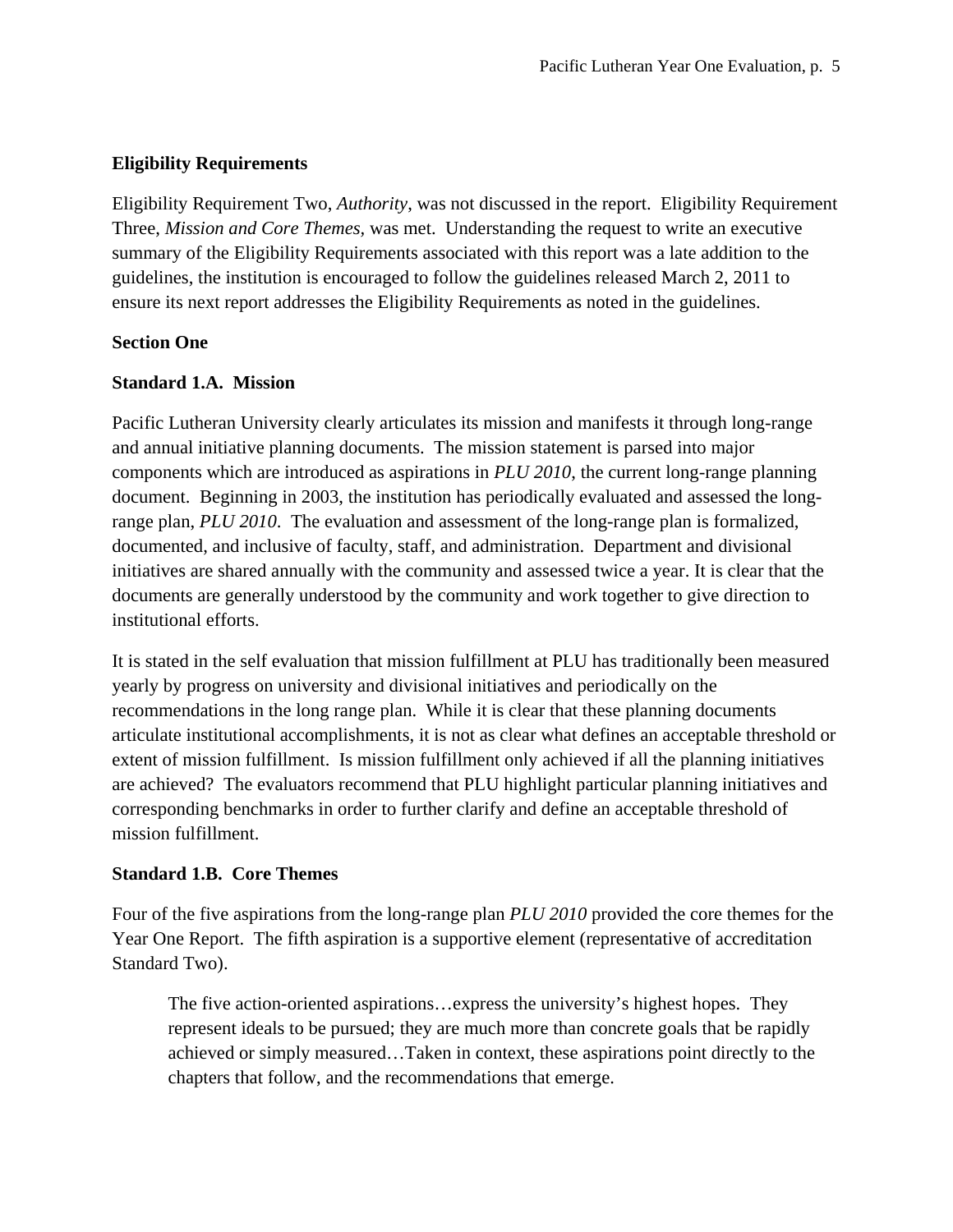**Eligibility Requirements**

Eligibility Requirement Two, *Authority*, was not discussed in the report. Eligibility Requirement Three, *Mission and Core Themes,* was met. Understanding the request to write an executive summary of the Eligibility Requirements associated with this report was a late addition to the guidelines, the institution is encouraged to follow the guidelines released March 2, 2011 to ensure its next report addresses the Eligibility Requirements as noted in the guidelines.

**Section One**

**Standard 1.A. Mission**

Pacific Lutheran University clearly articulates its mission and manifests it through long-range and annual initiative planning documents. The mission statement is parsed into major components which are introduced as aspirations in *PLU 2010*, the current long-range planning document. Beginning in 2003, the institution has periodically evaluated and assessed the long-range plan, *PLU 2010*. The evaluation and assessment of the long-range plan is formalized, documented, and inclusive of faculty, staff, and administration. Department and divisional initiatives are shared annually with the community and assessed twice a year. It is clear that the documents are generally understood by the community and work together to give direction to institutional efforts.

It is stated in the self evaluation that mission fulfillment at PLU has traditionally been measured yearly by progress on university and divisional initiatives and periodically on the recommendations in the long range plan. While it is clear that these planning documents articulate institutional accomplishments, it is not as clear what defines an acceptable threshold or extent of mission fulfillment. Is mission fulfillment only achieved if all the planning initiatives are achieved? The evaluators recommend that PLU highlight particular planning initiatives and corresponding benchmarks in order to further clarify and define an acceptable threshold of mission fulfillment.

**Standard 1.B. Core Themes**

Four of the five aspirations from the long-range plan *PLU 2010* provided the core themes for the Year One Report. The fifth aspiration is a supportive element (representative of accreditation Standard Two).

> The five action-oriented aspirations…express the university's highest hopes. They represent ideals to be pursued; they are much more than concrete goals that be rapidly achieved or simply measured…Taken in context, these aspirations point directly to the chapters that follow, and the recommendations that emerge.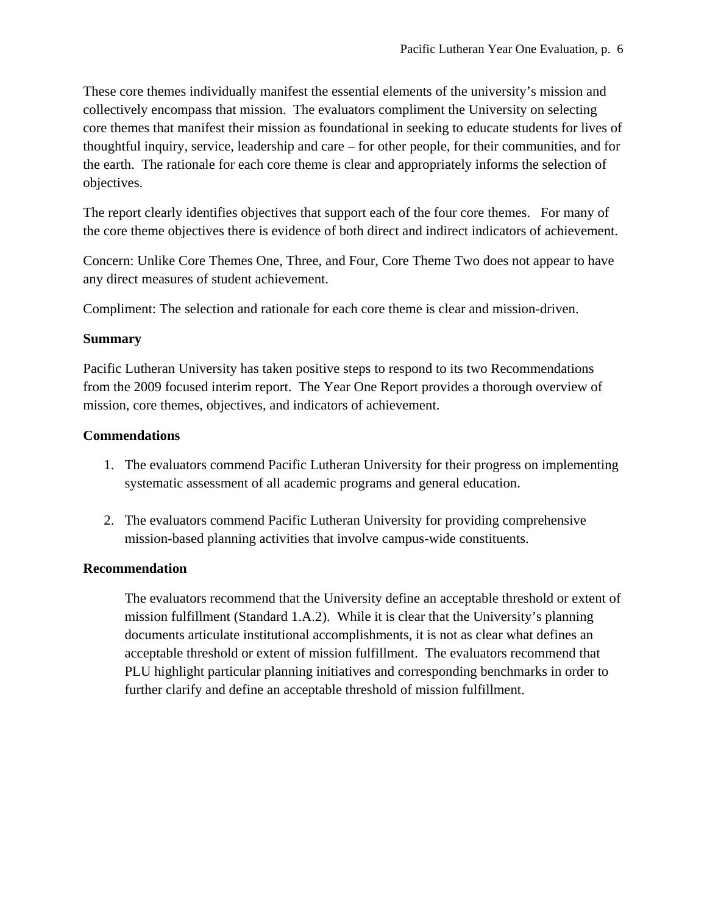These core themes individually manifest the essential elements of the university's mission and collectively encompass that mission. The evaluators compliment the University on selecting core themes that manifest their mission as foundational in seeking to educate students for lives of thoughtful inquiry, service, leadership and care – for other people, for their communities, and for the earth. The rationale for each core theme is clear and appropriately informs the selection of objectives.

The report clearly identifies objectives that support each of the four core themes. For many of the core theme objectives there is evidence of both direct and indirect indicators of achievement.

Concern: Unlike Core Themes One, Three, and Four, Core Theme Two does not appear to have any direct measures of student achievement.

Compliment: The selection and rationale for each core theme is clear and mission-driven.

**Summary**

Pacific Lutheran University has taken positive steps to respond to its two Recommendations from the 2009 focused interim report. The Year One Report provides a thorough overview of mission, core themes, objectives, and indicators of achievement.

**Commendations**

1. The evaluators commend Pacific Lutheran University for their progress on implementing systematic assessment of all academic programs and general education.

2. The evaluators commend Pacific Lutheran University for providing comprehensive mission-based planning activities that involve campus-wide constituents.

**Recommendation**

The evaluators recommend that the University define an acceptable threshold or extent of mission fulfillment (Standard 1.A.2). While it is clear that the University's planning documents articulate institutional accomplishments, it is not as clear what defines an acceptable threshold or extent of mission fulfillment. The evaluators recommend that PLU highlight particular planning initiatives and corresponding benchmarks in order to further clarify and define an acceptable threshold of mission fulfillment.